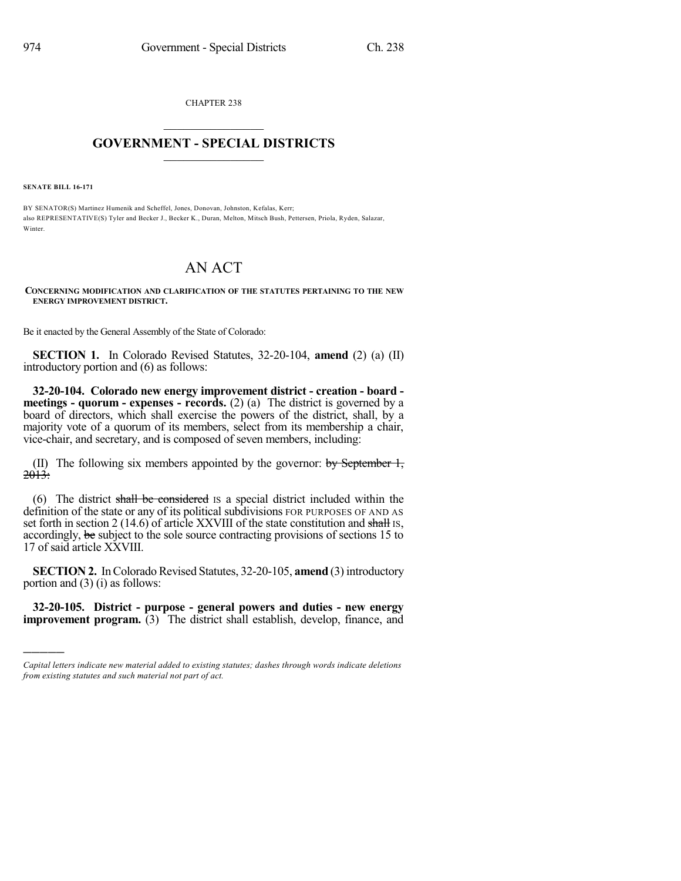CHAPTER 238

# GOVERNMENT - SPECIAL DISTRICTS

**SENATE BILL 16-171**

BY SENATOR(S) Martinez Humenik and Scheffel, Jones, Donovan, Johnston, Kefalas, Kerr;
also REPRESENTATIVE(S) Tyler and Becker J., Becker K., Duran, Melton, Mitsch Bush, Pettersen, Priola, Ryden, Salazar, Winter.

# AN ACT

**CONCERNING MODIFICATION AND CLARIFICATION OF THE STATUTES PERTAINING TO THE NEW ENERGY IMPROVEMENT DISTRICT.**

Be it enacted by the General Assembly of the State of Colorado:

**SECTION 1.** In Colorado Revised Statutes, 32-20-104, **amend** (2) (a) (II) introductory portion and (6) as follows:

**32-20-104. Colorado new energy improvement district - creation - board - meetings - quorum - expenses - records.** (2) (a) The district is governed by a board of directors, which shall exercise the powers of the district, shall, by a majority vote of a quorum of its members, select from its membership a chair, vice-chair, and secretary, and is composed of seven members, including:

(II) The following six members appointed by the governor: ~~by September 1, 2013:~~

(6) The district ~~shall be considered~~ IS a special district included within the definition of the state or any of its political subdivisions FOR PURPOSES OF AND AS set forth in section 2 (14.6) of article XXVIII of the state constitution and ~~shall~~ IS, accordingly, ~~be~~ subject to the sole source contracting provisions of sections 15 to 17 of said article XXVIII.

**SECTION 2.** In Colorado Revised Statutes, 32-20-105, **amend** (3) introductory portion and (3) (i) as follows:

**32-20-105. District - purpose - general powers and duties - new energy improvement program.** (3) The district shall establish, develop, finance, and

*Capital letters indicate new material added to existing statutes; dashes through words indicate deletions from existing statutes and such material not part of act.*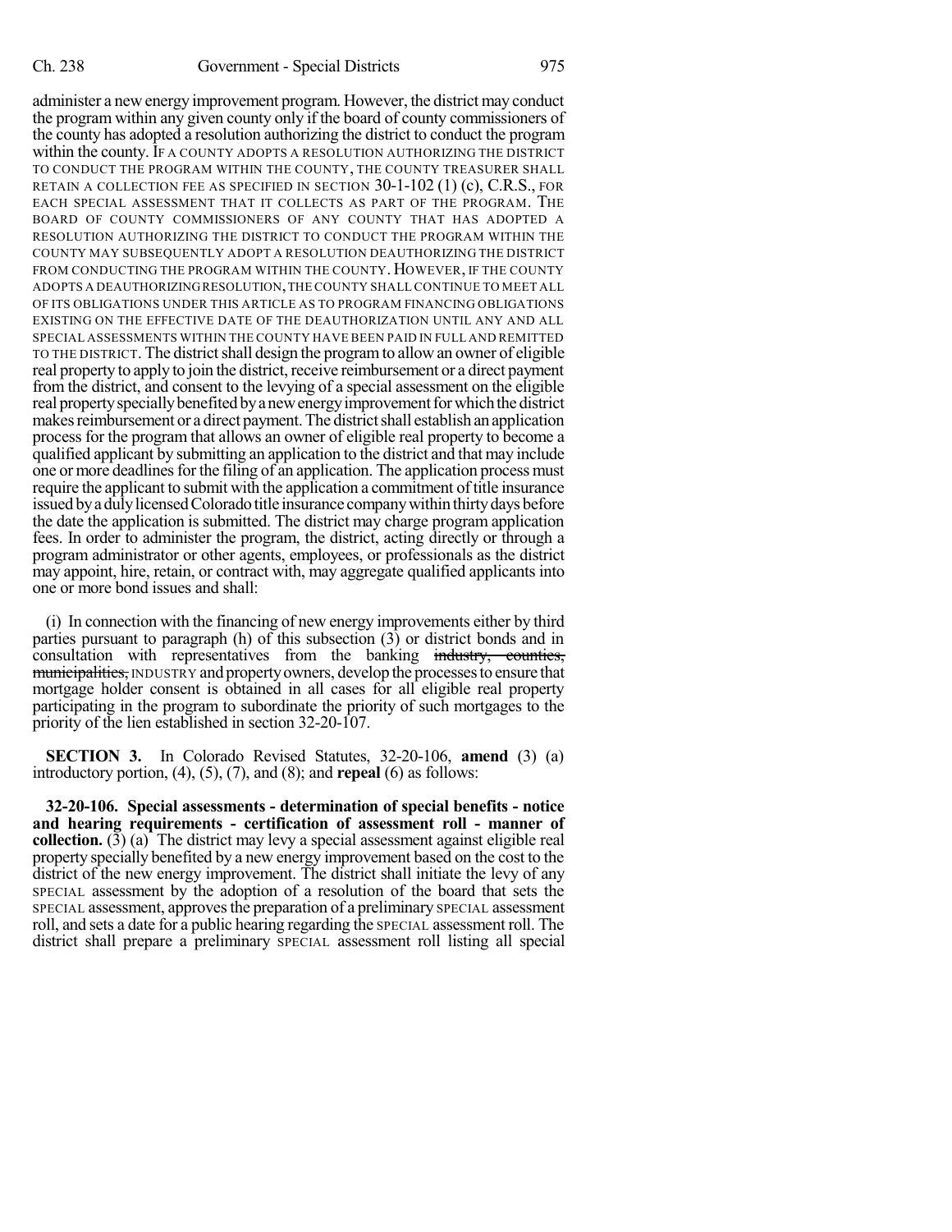administer a new energy improvement program. However, the district may conduct the program within any given county only if the board of county commissioners of the county has adopted a resolution authorizing the district to conduct the program within the county. IF A COUNTY ADOPTS A RESOLUTION AUTHORIZING THE DISTRICT TO CONDUCT THE PROGRAM WITHIN THE COUNTY, THE COUNTY TREASURER SHALL RETAIN A COLLECTION FEE AS SPECIFIED IN SECTION 30-1-102 (1) (c), C.R.S., FOR EACH SPECIAL ASSESSMENT THAT IT COLLECTS AS PART OF THE PROGRAM. THE BOARD OF COUNTY COMMISSIONERS OF ANY COUNTY THAT HAS ADOPTED A RESOLUTION AUTHORIZING THE DISTRICT TO CONDUCT THE PROGRAM WITHIN THE COUNTY MAY SUBSEQUENTLY ADOPT A RESOLUTION DEAUTHORIZING THE DISTRICT FROM CONDUCTING THE PROGRAM WITHIN THE COUNTY. HOWEVER, IF THE COUNTY ADOPTS A DEAUTHORIZING RESOLUTION, THE COUNTY SHALL CONTINUE TO MEET ALL OF ITS OBLIGATIONS UNDER THIS ARTICLE AS TO PROGRAM FINANCING OBLIGATIONS EXISTING ON THE EFFECTIVE DATE OF THE DEAUTHORIZATION UNTIL ANY AND ALL SPECIAL ASSESSMENTS WITHIN THE COUNTY HAVE BEEN PAID IN FULL AND REMITTED TO THE DISTRICT. The district shall design the program to allow an owner of eligible real property to apply to join the district, receive reimbursement or a direct payment from the district, and consent to the levying of a special assessment on the eligible real property specially benefited by a new energy improvement for which the district makes reimbursement or a direct payment. The district shall establish an application process for the program that allows an owner of eligible real property to become a qualified applicant by submitting an application to the district and that may include one or more deadlines for the filing of an application. The application process must require the applicant to submit with the application a commitment of title insurance issued by a duly licensed Colorado title insurance company within thirty days before the date the application is submitted. The district may charge program application fees. In order to administer the program, the district, acting directly or through a program administrator or other agents, employees, or professionals as the district may appoint, hire, retain, or contract with, may aggregate qualified applicants into one or more bond issues and shall:

(i) In connection with the financing of new energy improvements either by third parties pursuant to paragraph (h) of this subsection (3) or district bonds and in consultation with representatives from the banking ~~industry, counties, municipalities,~~ INDUSTRY and property owners, develop the processes to ensure that mortgage holder consent is obtained in all cases for all eligible real property participating in the program to subordinate the priority of such mortgages to the priority of the lien established in section 32-20-107.

**SECTION 3.** In Colorado Revised Statutes, 32-20-106, **amend** (3) (a) introductory portion, (4), (5), (7), and (8); and **repeal** (6) as follows:

**32-20-106. Special assessments - determination of special benefits - notice and hearing requirements - certification of assessment roll - manner of collection.** (3) (a) The district may levy a special assessment against eligible real property specially benefited by a new energy improvement based on the cost to the district of the new energy improvement. The district shall initiate the levy of any SPECIAL assessment by the adoption of a resolution of the board that sets the SPECIAL assessment, approves the preparation of a preliminary SPECIAL assessment roll, and sets a date for a public hearing regarding the SPECIAL assessment roll. The district shall prepare a preliminary SPECIAL assessment roll listing all special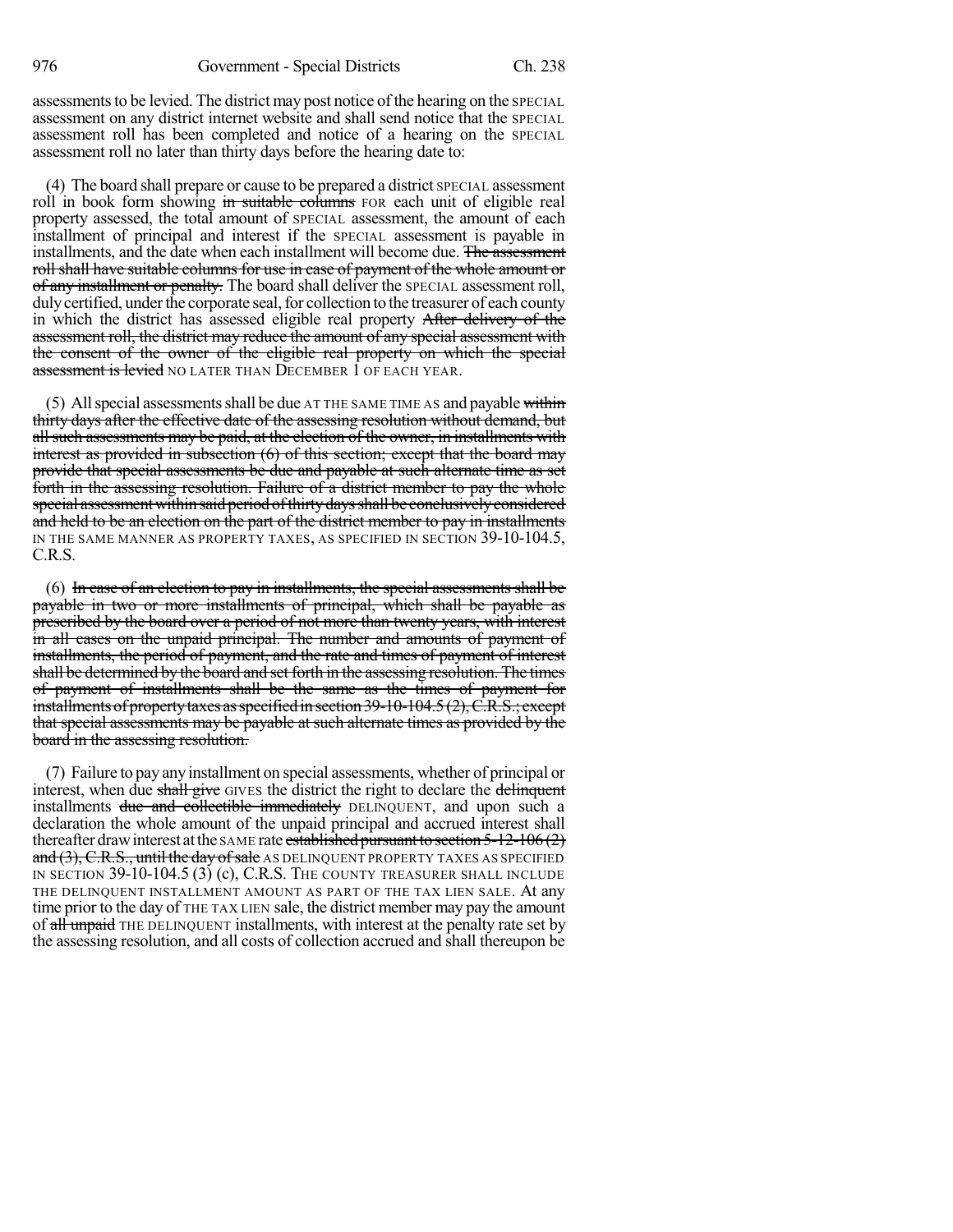assessments to be levied. The district may post notice of the hearing on the SPECIAL assessment on any district internet website and shall send notice that the SPECIAL assessment roll has been completed and notice of a hearing on the SPECIAL assessment roll no later than thirty days before the hearing date to:

(4) The board shall prepare or cause to be prepared a district SPECIAL assessment roll in book form showing ~~in suitable columns~~ FOR each unit of eligible real property assessed, the total amount of SPECIAL assessment, the amount of each installment of principal and interest if the SPECIAL assessment is payable in installments, and the date when each installment will become due. ~~The assessment roll shall have suitable columns for use in case of payment of the whole amount or of any installment or penalty.~~ The board shall deliver the SPECIAL assessment roll, duly certified, under the corporate seal, for collection to the treasurer of each county in which the district has assessed eligible real property ~~After delivery of the assessment roll, the district may reduce the amount of any special assessment with the consent of the owner of the eligible real property on which the special assessment is levied~~ NO LATER THAN DECEMBER 1 OF EACH YEAR.

(5) All special assessments shall be due AT THE SAME TIME AS and payable ~~within thirty days after the effective date of the assessing resolution without demand, but all such assessments may be paid, at the election of the owner, in installments with interest as provided in subsection (6) of this section; except that the board may provide that special assessments be due and payable at such alternate time as set forth in the assessing resolution. Failure of a district member to pay the whole special assessment within said period of thirty days shall be conclusively considered and held to be an election on the part of the district member to pay in installments~~ IN THE SAME MANNER AS PROPERTY TAXES, AS SPECIFIED IN SECTION 39-10-104.5, C.R.S.

(6) ~~In case of an election to pay in installments, the special assessments shall be payable in two or more installments of principal, which shall be payable as prescribed by the board over a period of not more than twenty years, with interest in all cases on the unpaid principal. The number and amounts of payment of installments, the period of payment, and the rate and times of payment of interest shall be determined by the board and set forth in the assessing resolution. The times of payment of installments shall be the same as the times of payment for installments of property taxes as specified in section 39-10-104.5 (2), C.R.S.; except that special assessments may be payable at such alternate times as provided by the board in the assessing resolution.~~

(7) Failure to pay any installment on special assessments, whether of principal or interest, when due ~~shall give~~ GIVES the district the right to declare the ~~delinquent~~ installments ~~due and collectible immediately~~ DELINQUENT, and upon such a declaration the whole amount of the unpaid principal and accrued interest shall thereafter draw interest at the SAME rate ~~established pursuant to section 5-12-106 (2) and (3), C.R.S., until the day of sale~~ AS DELINQUENT PROPERTY TAXES AS SPECIFIED IN SECTION 39-10-104.5 (3) (c), C.R.S. THE COUNTY TREASURER SHALL INCLUDE THE DELINQUENT INSTALLMENT AMOUNT AS PART OF THE TAX LIEN SALE. At any time prior to the day of THE TAX LIEN sale, the district member may pay the amount of ~~all unpaid~~ THE DELINQUENT installments, with interest at the penalty rate set by the assessing resolution, and all costs of collection accrued and shall thereupon be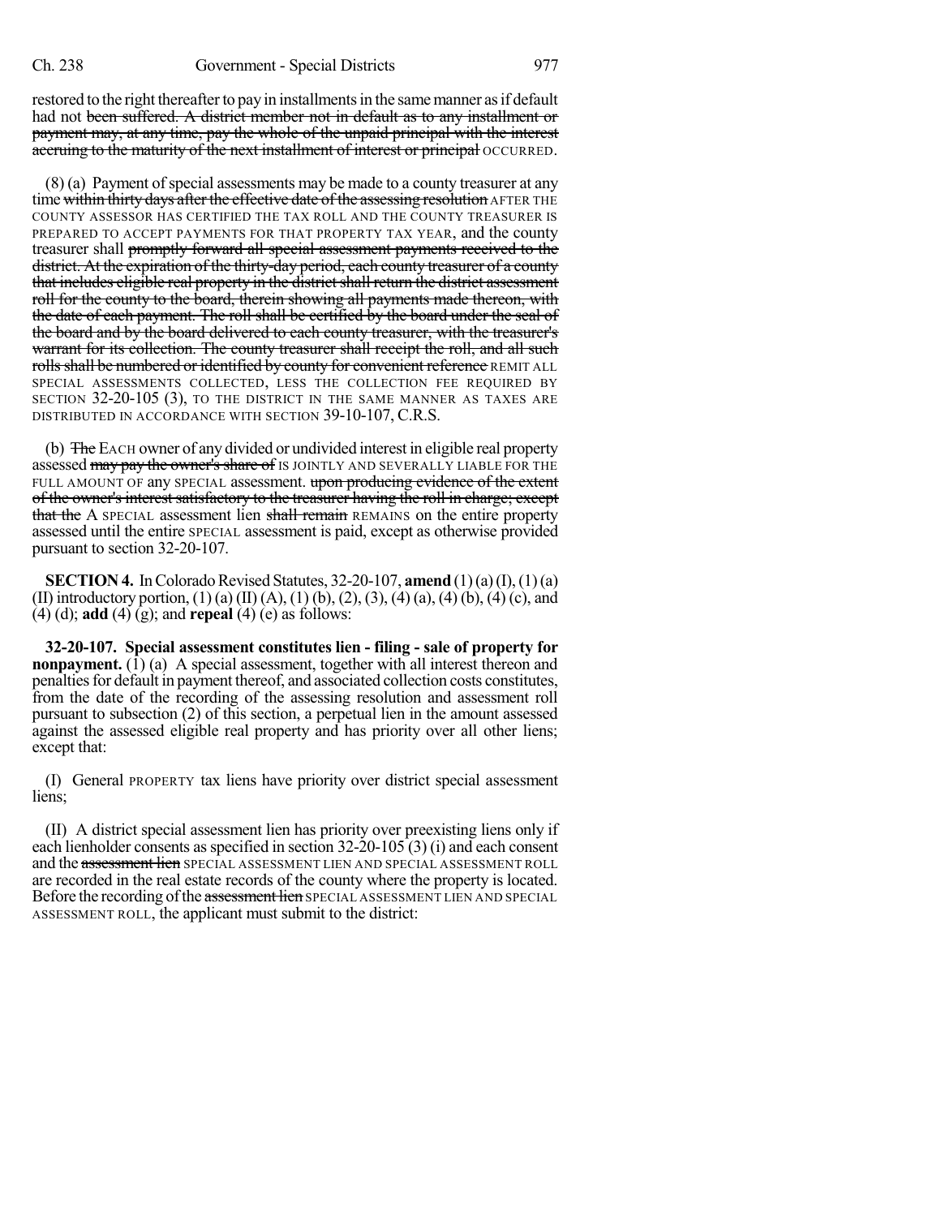restored to the right thereafter to pay in installments in the same manner as if default had not ~~been suffered. A district member not in default as to any installment or payment may, at any time, pay the whole of the unpaid principal with the interest accruing to the maturity of the next installment of interest or principal~~ OCCURRED.

(8) (a) Payment of special assessments may be made to a county treasurer at any time ~~within thirty days after the effective date of the assessing resolution~~ AFTER THE COUNTY ASSESSOR HAS CERTIFIED THE TAX ROLL AND THE COUNTY TREASURER IS PREPARED TO ACCEPT PAYMENTS FOR THAT PROPERTY TAX YEAR, and the county treasurer shall ~~promptly forward all special assessment payments received to the district. At the expiration of the thirty-day period, each county treasurer of a county that includes eligible real property in the district shall return the district assessment roll for the county to the board, therein showing all payments made thereon, with the date of each payment. The roll shall be certified by the board under the seal of the board and by the board delivered to each county treasurer, with the treasurer's warrant for its collection. The county treasurer shall receipt the roll, and all such rolls shall be numbered or identified by county for convenient reference~~ REMIT ALL SPECIAL ASSESSMENTS COLLECTED, LESS THE COLLECTION FEE REQUIRED BY SECTION 32-20-105 (3), TO THE DISTRICT IN THE SAME MANNER AS TAXES ARE DISTRIBUTED IN ACCORDANCE WITH SECTION 39-10-107, C.R.S.

(b) ~~The~~ EACH owner of any divided or undivided interest in eligible real property assessed ~~may pay the owner's share of~~ IS JOINTLY AND SEVERALLY LIABLE FOR THE FULL AMOUNT OF any SPECIAL assessment. ~~upon producing evidence of the extent of the owner's interest satisfactory to the treasurer having the roll in charge; except that the~~ A SPECIAL assessment lien ~~shall remain~~ REMAINS on the entire property assessed until the entire SPECIAL assessment is paid, except as otherwise provided pursuant to section 32-20-107.

**SECTION 4.** In Colorado Revised Statutes, 32-20-107, **amend** (1) (a) (I), (1) (a) (II) introductory portion, (1) (a) (II) (A), (1) (b), (2), (3), (4) (a), (4) (b), (4) (c), and (4) (d); **add** (4) (g); and **repeal** (4) (e) as follows:

**32-20-107. Special assessment constitutes lien - filing - sale of property for nonpayment.** (1) (a) A special assessment, together with all interest thereon and penalties for default in payment thereof, and associated collection costs constitutes, from the date of the recording of the assessing resolution and assessment roll pursuant to subsection (2) of this section, a perpetual lien in the amount assessed against the assessed eligible real property and has priority over all other liens; except that:

(I) General PROPERTY tax liens have priority over district special assessment liens;

(II) A district special assessment lien has priority over preexisting liens only if each lienholder consents as specified in section 32-20-105 (3) (i) and each consent and the ~~assessment lien~~ SPECIAL ASSESSMENT LIEN AND SPECIAL ASSESSMENT ROLL are recorded in the real estate records of the county where the property is located. Before the recording of the ~~assessment lien~~ SPECIAL ASSESSMENT LIEN AND SPECIAL ASSESSMENT ROLL, the applicant must submit to the district: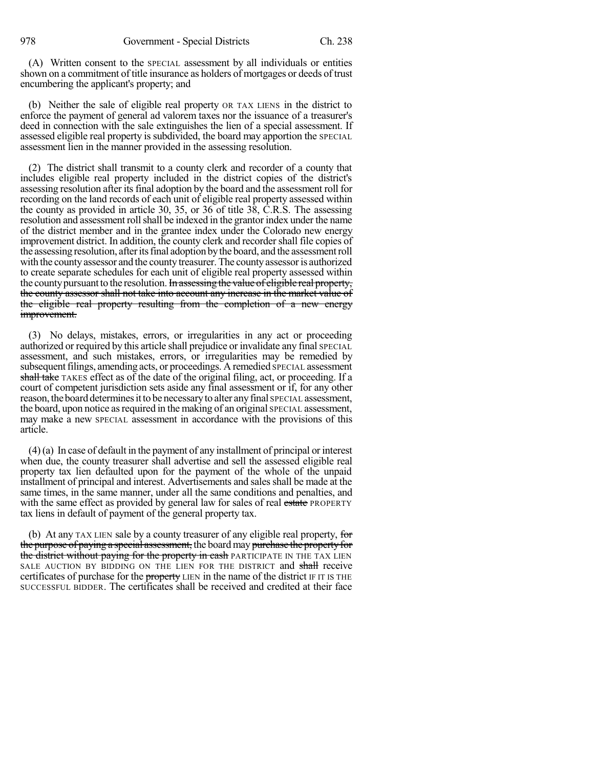(A) Written consent to the SPECIAL assessment by all individuals or entities shown on a commitment of title insurance as holders of mortgages or deeds of trust encumbering the applicant's property; and

(b) Neither the sale of eligible real property OR TAX LIENS in the district to enforce the payment of general ad valorem taxes nor the issuance of a treasurer's deed in connection with the sale extinguishes the lien of a special assessment. If assessed eligible real property is subdivided, the board may apportion the SPECIAL assessment lien in the manner provided in the assessing resolution.

(2) The district shall transmit to a county clerk and recorder of a county that includes eligible real property included in the district copies of the district's assessing resolution after its final adoption by the board and the assessment roll for recording on the land records of each unit of eligible real property assessed within the county as provided in article 30, 35, or 36 of title 38, C.R.S. The assessing resolution and assessment roll shall be indexed in the grantor index under the name of the district member and in the grantee index under the Colorado new energy improvement district. In addition, the county clerk and recorder shall file copies of the assessing resolution, after its final adoption by the board, and the assessment roll with the county assessor and the county treasurer. The county assessor is authorized to create separate schedules for each unit of eligible real property assessed within the county pursuant to the resolution. ~~In assessing the value of eligible real property, the county assessor shall not take into account any increase in the market value of the eligible real property resulting from the completion of a new energy improvement.~~

(3) No delays, mistakes, errors, or irregularities in any act or proceeding authorized or required by this article shall prejudice or invalidate any final SPECIAL assessment, and such mistakes, errors, or irregularities may be remedied by subsequent filings, amending acts, or proceedings. A remedied SPECIAL assessment ~~shall take~~ TAKES effect as of the date of the original filing, act, or proceeding. If a court of competent jurisdiction sets aside any final assessment or if, for any other reason, the board determines it to be necessary to alter any final SPECIAL assessment, the board, upon notice as required in the making of an original SPECIAL assessment, may make a new SPECIAL assessment in accordance with the provisions of this article.

(4) (a) In case of default in the payment of any installment of principal or interest when due, the county treasurer shall advertise and sell the assessed eligible real property tax lien defaulted upon for the payment of the whole of the unpaid installment of principal and interest. Advertisements and sales shall be made at the same times, in the same manner, under all the same conditions and penalties, and with the same effect as provided by general law for sales of real ~~estate~~ PROPERTY tax liens in default of payment of the general property tax.

(b) At any TAX LIEN sale by a county treasurer of any eligible real property, ~~for the purpose of paying a special assessment,~~ the board may ~~purchase the property for the district without paying for the property in cash~~ PARTICIPATE IN THE TAX LIEN SALE AUCTION BY BIDDING ON THE LIEN FOR THE DISTRICT and ~~shall~~ receive certificates of purchase for the ~~property~~ LIEN in the name of the district IF IT IS THE SUCCESSFUL BIDDER. The certificates shall be received and credited at their face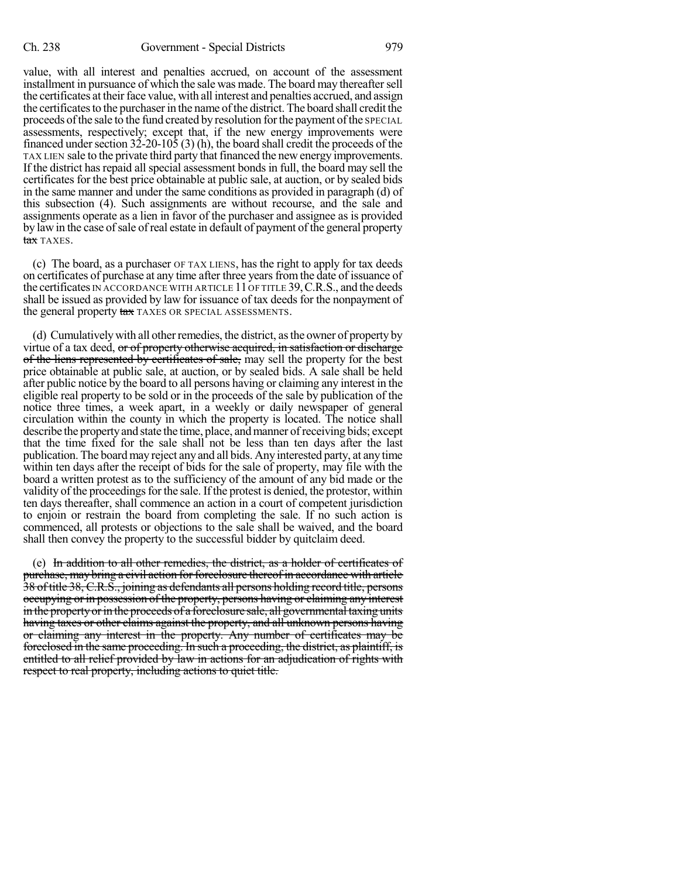value, with all interest and penalties accrued, on account of the assessment installment in pursuance of which the sale was made. The board may thereafter sell the certificates at their face value, with all interest and penalties accrued, and assign the certificates to the purchaser in the name of the district. The board shall credit the proceeds of the sale to the fund created by resolution for the payment of the SPECIAL assessments, respectively; except that, if the new energy improvements were financed under section 32-20-105 (3) (h), the board shall credit the proceeds of the TAX LIEN sale to the private third party that financed the new energy improvements. If the district has repaid all special assessment bonds in full, the board may sell the certificates for the best price obtainable at public sale, at auction, or by sealed bids in the same manner and under the same conditions as provided in paragraph (d) of this subsection (4). Such assignments are without recourse, and the sale and assignments operate as a lien in favor of the purchaser and assignee as is provided by law in the case of sale of real estate in default of payment of the general property ~~tax~~ TAXES.

(c) The board, as a purchaser OF TAX LIENS, has the right to apply for tax deeds on certificates of purchase at any time after three years from the date of issuance of the certificates IN ACCORDANCE WITH ARTICLE 11 OF TITLE 39, C.R.S., and the deeds shall be issued as provided by law for issuance of tax deeds for the nonpayment of the general property ~~tax~~ TAXES OR SPECIAL ASSESSMENTS.

(d) Cumulatively with all other remedies, the district, as the owner of property by virtue of a tax deed, ~~or of property otherwise acquired, in satisfaction or discharge of the liens represented by certificates of sale,~~ may sell the property for the best price obtainable at public sale, at auction, or by sealed bids. A sale shall be held after public notice by the board to all persons having or claiming any interest in the eligible real property to be sold or in the proceeds of the sale by publication of the notice three times, a week apart, in a weekly or daily newspaper of general circulation within the county in which the property is located. The notice shall describe the property and state the time, place, and manner of receiving bids; except that the time fixed for the sale shall not be less than ten days after the last publication. The board may reject any and all bids. Any interested party, at any time within ten days after the receipt of bids for the sale of property, may file with the board a written protest as to the sufficiency of the amount of any bid made or the validity of the proceedings for the sale. If the protest is denied, the protestor, within ten days thereafter, shall commence an action in a court of competent jurisdiction to enjoin or restrain the board from completing the sale. If no such action is commenced, all protests or objections to the sale shall be waived, and the board shall then convey the property to the successful bidder by quitclaim deed.

(e) ~~In addition to all other remedies, the district, as a holder of certificates of purchase, may bring a civil action for foreclosure thereof in accordance with article 38 of title 38, C.R.S., joining as defendants all persons holding record title, persons occupying or in possession of the property, persons having or claiming any interest in the property or in the proceeds of a foreclosure sale, all governmental taxing units having taxes or other claims against the property, and all unknown persons having or claiming any interest in the property. Any number of certificates may be foreclosed in the same proceeding. In such a proceeding, the district, as plaintiff, is entitled to all relief provided by law in actions for an adjudication of rights with respect to real property, including actions to quiet title.~~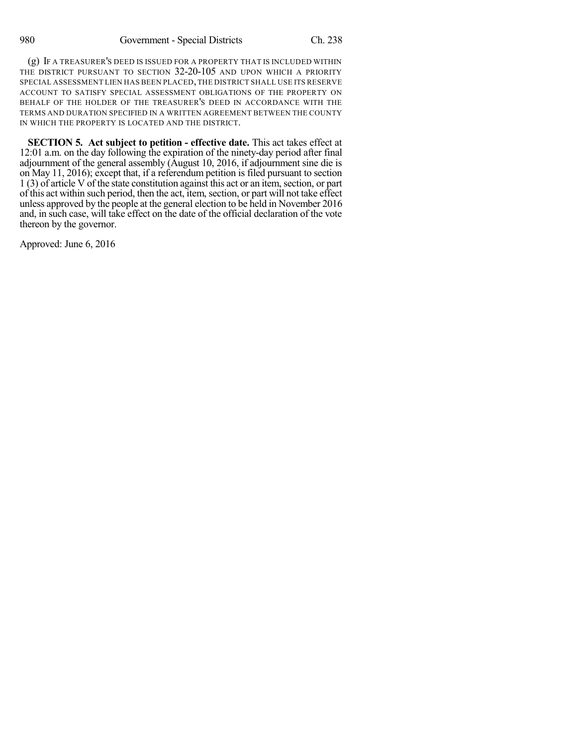(g) IF A TREASURER'S DEED IS ISSUED FOR A PROPERTY THAT IS INCLUDED WITHIN THE DISTRICT PURSUANT TO SECTION 32-20-105 AND UPON WHICH A PRIORITY SPECIAL ASSESSMENT LIEN HAS BEEN PLACED, THE DISTRICT SHALL USE ITS RESERVE ACCOUNT TO SATISFY SPECIAL ASSESSMENT OBLIGATIONS OF THE PROPERTY ON BEHALF OF THE HOLDER OF THE TREASURER'S DEED IN ACCORDANCE WITH THE TERMS AND DURATION SPECIFIED IN A WRITTEN AGREEMENT BETWEEN THE COUNTY IN WHICH THE PROPERTY IS LOCATED AND THE DISTRICT.

**SECTION 5. Act subject to petition - effective date.** This act takes effect at 12:01 a.m. on the day following the expiration of the ninety-day period after final adjournment of the general assembly (August 10, 2016, if adjournment sine die is on May 11, 2016); except that, if a referendum petition is filed pursuant to section 1 (3) of article V of the state constitution against this act or an item, section, or part of this act within such period, then the act, item, section, or part will not take effect unless approved by the people at the general election to be held in November 2016 and, in such case, will take effect on the date of the official declaration of the vote thereon by the governor.

Approved: June 6, 2016